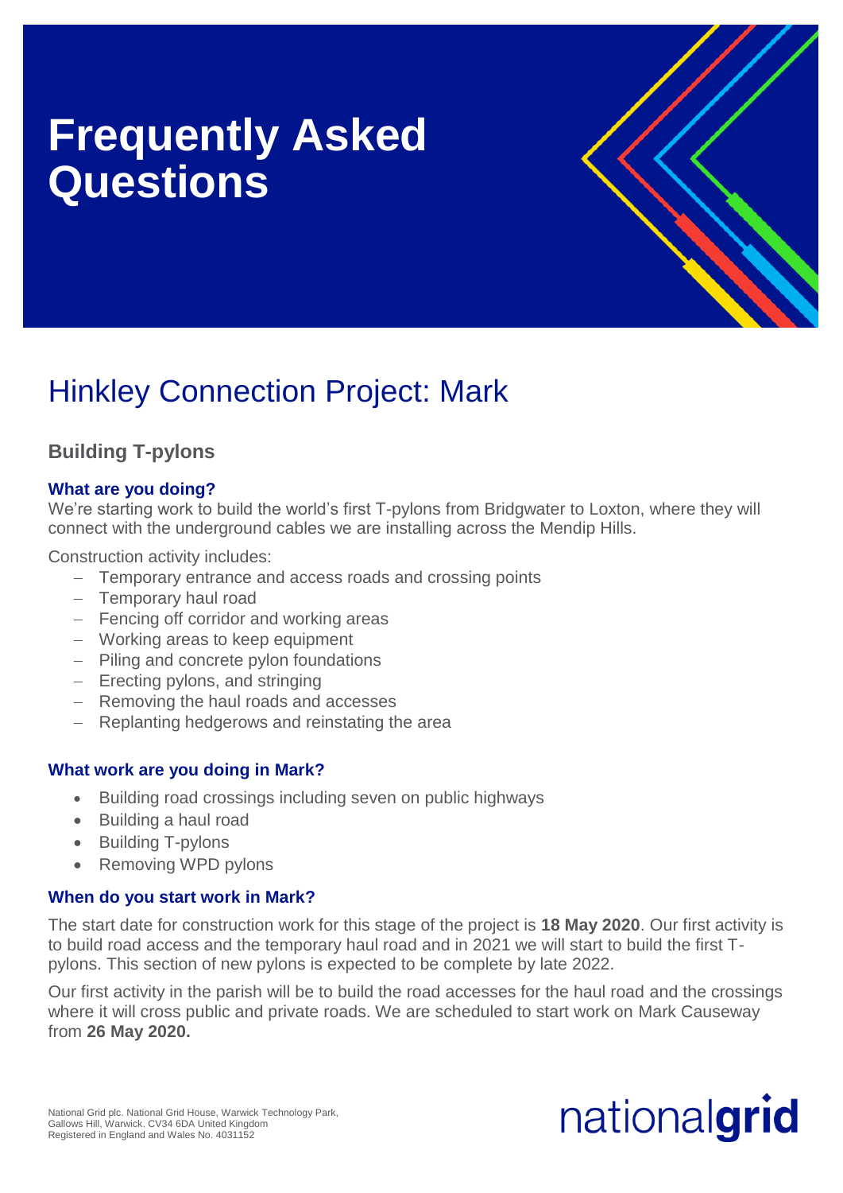# Frequently Asked Questions

## Hinkley Connection Project: Mark

### Building T-pylons

**What are you doing?**

We're starting work to build the world's first T-pylons from Bridgwater to Loxton, where they will connect with the underground cables we are installing across the Mendip Hills.

Construction activity includes:

- Temporary entrance and access roads and crossing points
- Temporary haul road
- Fencing off corridor and working areas
- Working areas to keep equipment
- Piling and concrete pylon foundations
- Erecting pylons, and stringing
- Removing the haul roads and accesses
- Replanting hedgerows and reinstating the area

**What work are you doing in Mark?**

- Building road crossings including seven on public highways
- Building a haul road
- Building T-pylons
- Removing WPD pylons

**When do you start work in Mark?**

The start date for construction work for this stage of the project is **18 May 2020**. Our first activity is to build road access and the temporary haul road and in 2021 we will start to build the first T-pylons. This section of new pylons is expected to be complete by late 2022.

Our first activity in the parish will be to build the road accesses for the haul road and the crossings where it will cross public and private roads. We are scheduled to start work on Mark Causeway from **26 May 2020.**

National Grid plc. National Grid House, Warwick Technology Park, Gallows Hill, Warwick. CV34 6DA United Kingdom
Registered in England and Wales No. 4031152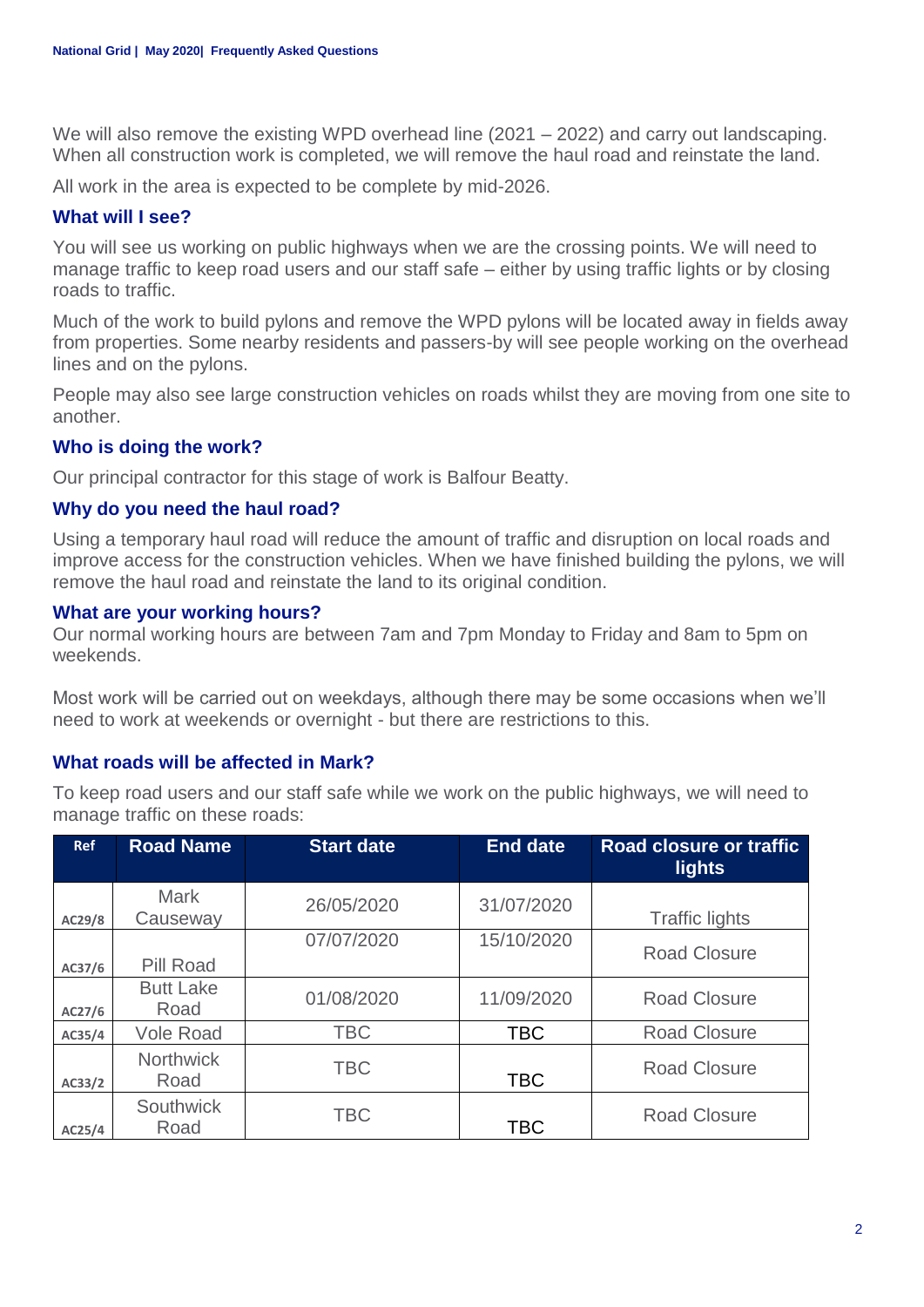We will also remove the existing WPD overhead line (2021 – 2022) and carry out landscaping. When all construction work is completed, we will remove the haul road and reinstate the land.

All work in the area is expected to be complete by mid-2026.

### What will I see?

You will see us working on public highways when we are the crossing points. We will need to manage traffic to keep road users and our staff safe – either by using traffic lights or by closing roads to traffic.

Much of the work to build pylons and remove the WPD pylons will be located away in fields away from properties. Some nearby residents and passers-by will see people working on the overhead lines and on the pylons.

People may also see large construction vehicles on roads whilst they are moving from one site to another.

### Who is doing the work?

Our principal contractor for this stage of work is Balfour Beatty.

### Why do you need the haul road?

Using a temporary haul road will reduce the amount of traffic and disruption on local roads and improve access for the construction vehicles. When we have finished building the pylons, we will remove the haul road and reinstate the land to its original condition.

### What are your working hours?

Our normal working hours are between 7am and 7pm Monday to Friday and 8am to 5pm on weekends.

Most work will be carried out on weekdays, although there may be some occasions when we'll need to work at weekends or overnight - but there are restrictions to this.

### What roads will be affected in Mark?

To keep road users and our staff safe while we work on the public highways, we will need to manage traffic on these roads:

| Ref | Road Name | Start date | End date | Road closure or traffic lights |
|---|---|---|---|---|
| AC29/8 | Mark Causeway | 26/05/2020 | 31/07/2020 | Traffic lights |
| AC37/6 | Pill Road | 07/07/2020 | 15/10/2020 | Road Closure |
| AC27/6 | Butt Lake Road | 01/08/2020 | 11/09/2020 | Road Closure |
| AC35/4 | Vole Road | TBC | TBC | Road Closure |
| AC33/2 | Northwick Road | TBC | TBC | Road Closure |
| AC25/4 | Southwick Road | TBC | TBC | Road Closure |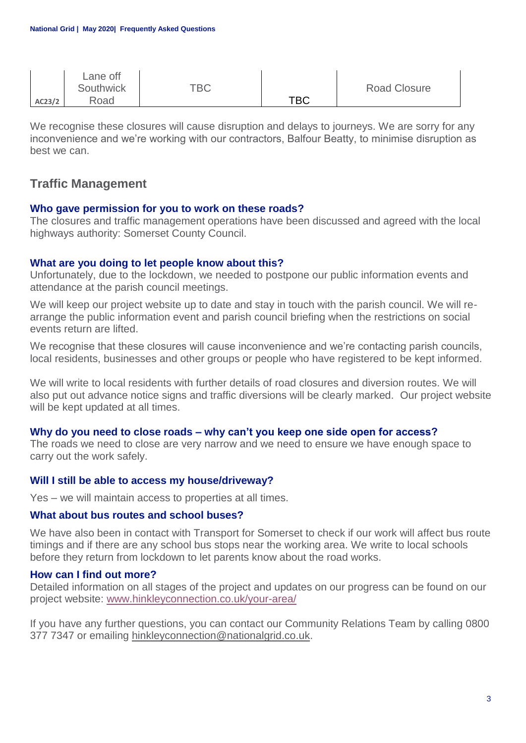| AC23/2 | Lane off Southwick Road | TBC | TBC | Road Closure |
|---|---|---|---|---|

We recognise these closures will cause disruption and delays to journeys. We are sorry for any inconvenience and we're working with our contractors, Balfour Beatty, to minimise disruption as best we can.

## Traffic Management

### Who gave permission for you to work on these roads?

The closures and traffic management operations have been discussed and agreed with the local highways authority: Somerset County Council.

### What are you doing to let people know about this?

Unfortunately, due to the lockdown, we needed to postpone our public information events and attendance at the parish council meetings.

We will keep our project website up to date and stay in touch with the parish council. We will re-arrange the public information event and parish council briefing when the restrictions on social events return are lifted.

We recognise that these closures will cause inconvenience and we're contacting parish councils, local residents, businesses and other groups or people who have registered to be kept informed.

We will write to local residents with further details of road closures and diversion routes. We will also put out advance notice signs and traffic diversions will be clearly marked. Our project website will be kept updated at all times.

### Why do you need to close roads – why can't you keep one side open for access?

The roads we need to close are very narrow and we need to ensure we have enough space to carry out the work safely.

### Will I still be able to access my house/driveway?

Yes – we will maintain access to properties at all times.

### What about bus routes and school buses?

We have also been in contact with Transport for Somerset to check if our work will affect bus route timings and if there are any school bus stops near the working area. We write to local schools before they return from lockdown to let parents know about the road works.

### How can I find out more?

Detailed information on all stages of the project and updates on our progress can be found on our project website: www.hinkleyconnection.co.uk/your-area/

If you have any further questions, you can contact our Community Relations Team by calling 0800 377 7347 or emailing hinkleyconnection@nationalgrid.co.uk.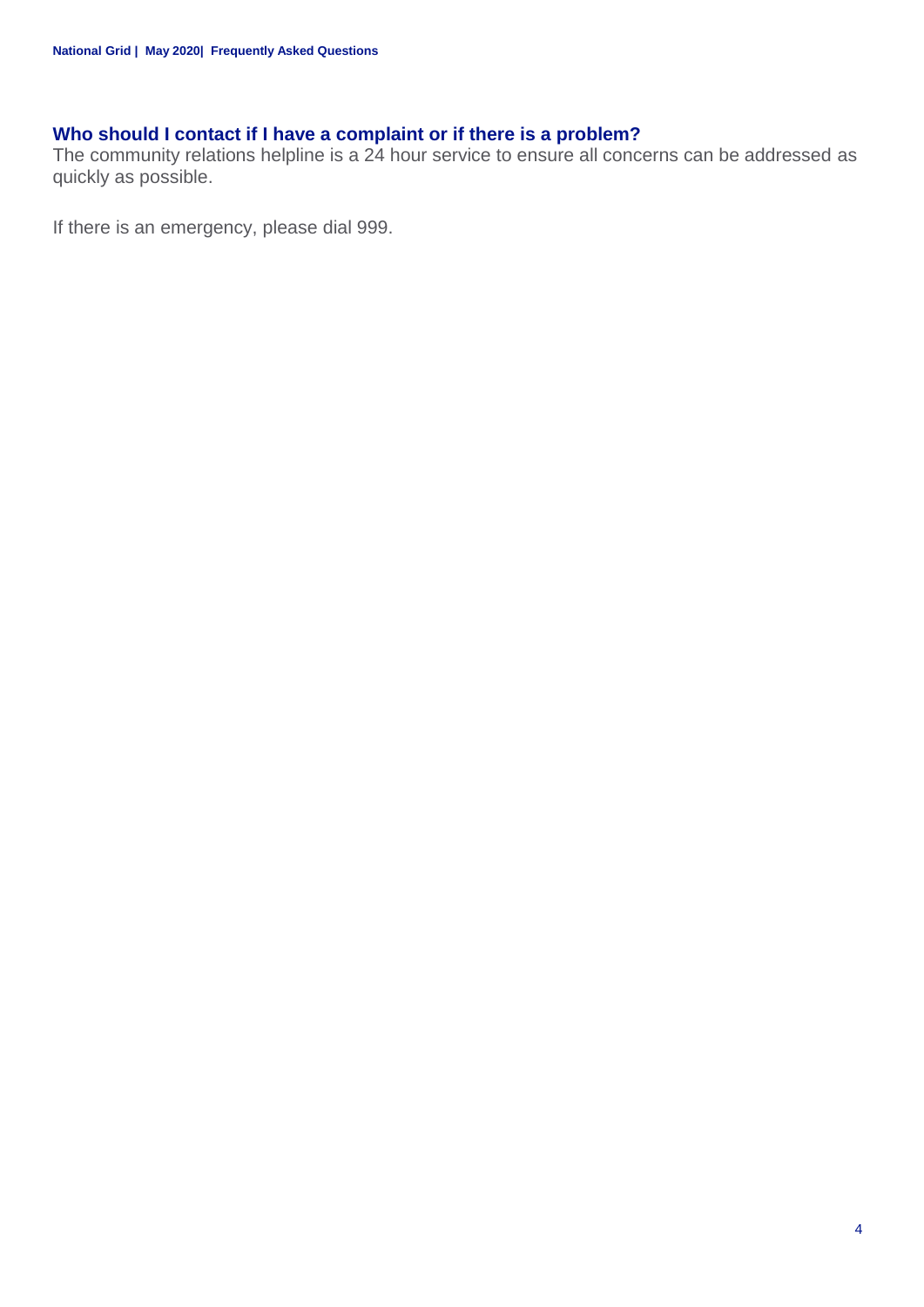## Who should I contact if I have a complaint or if there is a problem?

The community relations helpline is a 24 hour service to ensure all concerns can be addressed as quickly as possible.

If there is an emergency, please dial 999.